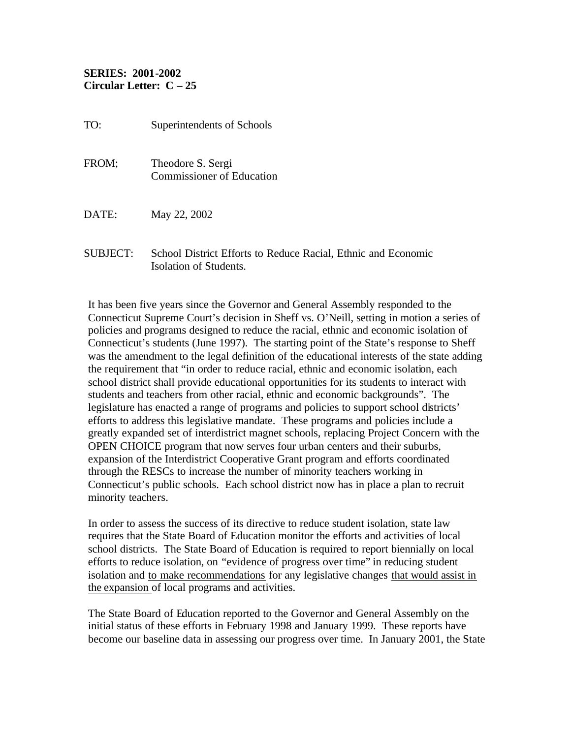**SERIES: 2001-2002**
**Circular Letter: C – 25**

TO: Superintendents of Schools

FROM; Theodore S. Sergi
Commissioner of Education

DATE: May 22, 2002

SUBJECT: School District Efforts to Reduce Racial, Ethnic and Economic Isolation of Students.

It has been five years since the Governor and General Assembly responded to the Connecticut Supreme Court's decision in Sheff vs. O'Neill, setting in motion a series of policies and programs designed to reduce the racial, ethnic and economic isolation of Connecticut's students (June 1997). The starting point of the State's response to Sheff was the amendment to the legal definition of the educational interests of the state adding the requirement that "in order to reduce racial, ethnic and economic isolation, each school district shall provide educational opportunities for its students to interact with students and teachers from other racial, ethnic and economic backgrounds". The legislature has enacted a range of programs and policies to support school districts' efforts to address this legislative mandate. These programs and policies include a greatly expanded set of interdistrict magnet schools, replacing Project Concern with the OPEN CHOICE program that now serves four urban centers and their suburbs, expansion of the Interdistrict Cooperative Grant program and efforts coordinated through the RESCs to increase the number of minority teachers working in Connecticut's public schools. Each school district now has in place a plan to recruit minority teachers.

In order to assess the success of its directive to reduce student isolation, state law requires that the State Board of Education monitor the efforts and activities of local school districts. The State Board of Education is required to report biennially on local efforts to reduce isolation, on "evidence of progress over time" in reducing student isolation and to make recommendations for any legislative changes that would assist in the expansion of local programs and activities.

The State Board of Education reported to the Governor and General Assembly on the initial status of these efforts in February 1998 and January 1999. These reports have become our baseline data in assessing our progress over time. In January 2001, the State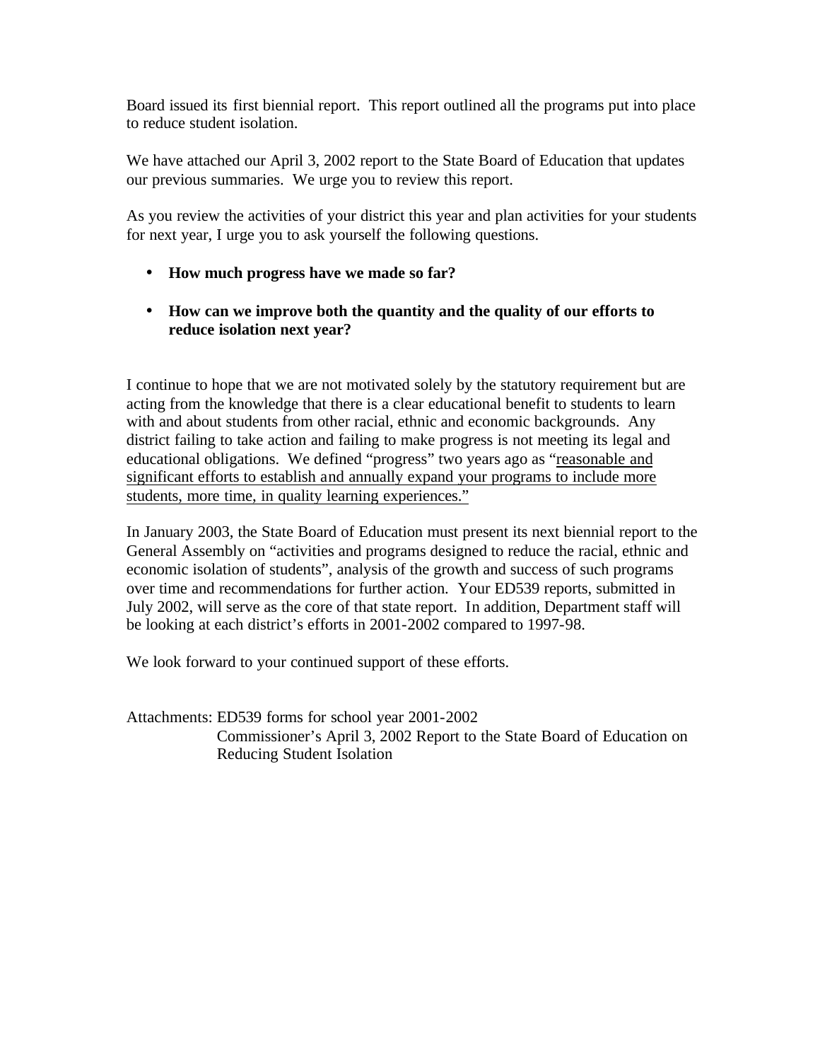Board issued its first biennial report. This report outlined all the programs put into place to reduce student isolation.

We have attached our April 3, 2002 report to the State Board of Education that updates our previous summaries. We urge you to review this report.

As you review the activities of your district this year and plan activities for your students for next year, I urge you to ask yourself the following questions.

- **How much progress have we made so far?**
- **How can we improve both the quantity and the quality of our efforts to reduce isolation next year?**

I continue to hope that we are not motivated solely by the statutory requirement but are acting from the knowledge that there is a clear educational benefit to students to learn with and about students from other racial, ethnic and economic backgrounds. Any district failing to take action and failing to make progress is not meeting its legal and educational obligations. We defined "progress" two years ago as "<u>reasonable and significant efforts to establish and annually expand your programs to include more students, more time, in quality learning experiences."</u>

In January 2003, the State Board of Education must present its next biennial report to the General Assembly on "activities and programs designed to reduce the racial, ethnic and economic isolation of students", analysis of the growth and success of such programs over time and recommendations for further action. Your ED539 reports, submitted in July 2002, will serve as the core of that state report. In addition, Department staff will be looking at each district's efforts in 2001-2002 compared to 1997-98.

We look forward to your continued support of these efforts.

Attachments: ED539 forms for school year 2001-2002
Commissioner's April 3, 2002 Report to the State Board of Education on Reducing Student Isolation